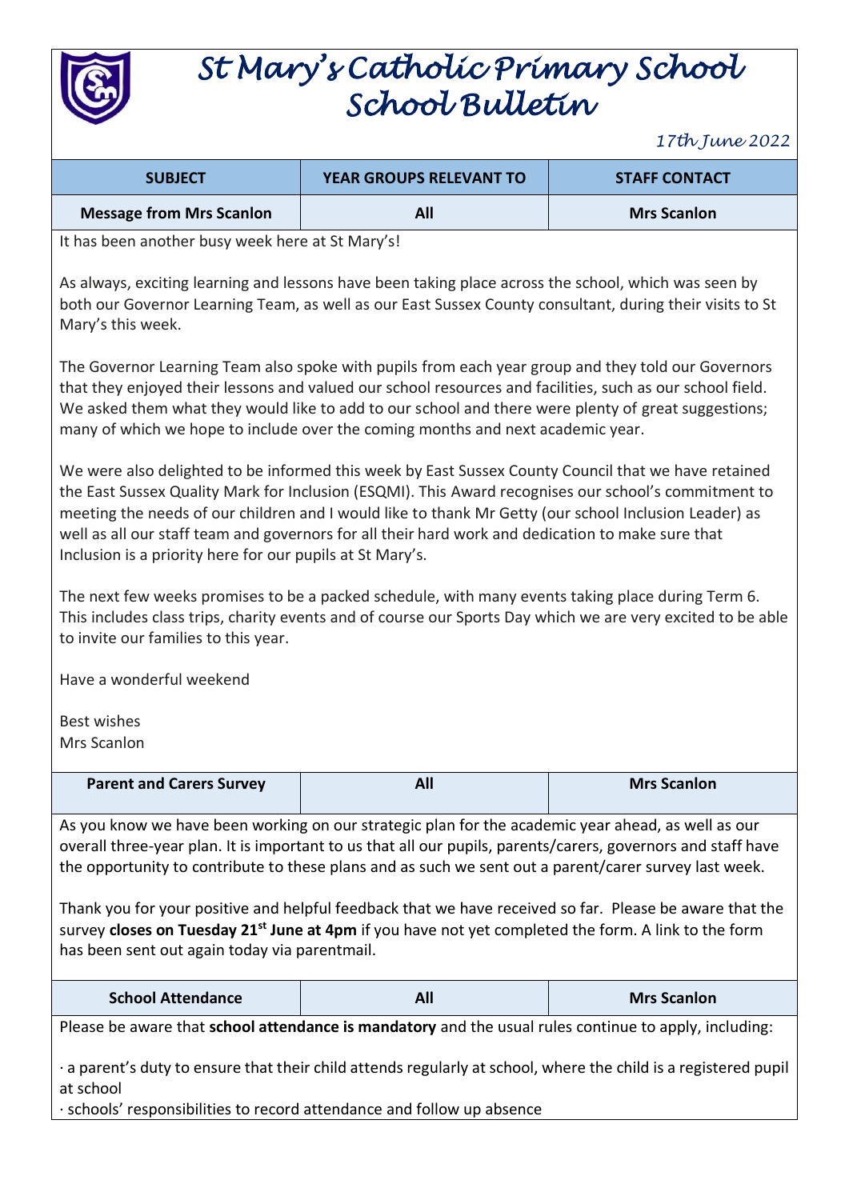# St Mary's Catholic Primary School
# School Bulletin

*17th June 2022*

| SUBJECT | YEAR GROUPS RELEVANT TO | STAFF CONTACT |
|---|---|---|
| **Message from Mrs Scanlon** | **All** | **Mrs Scanlon** |

It has been another busy week here at St Mary's!

As always, exciting learning and lessons have been taking place across the school, which was seen by both our Governor Learning Team, as well as our East Sussex County consultant, during their visits to St Mary's this week.

The Governor Learning Team also spoke with pupils from each year group and they told our Governors that they enjoyed their lessons and valued our school resources and facilities, such as our school field. We asked them what they would like to add to our school and there were plenty of great suggestions; many of which we hope to include over the coming months and next academic year.

We were also delighted to be informed this week by East Sussex County Council that we have retained the East Sussex Quality Mark for Inclusion (ESQMI). This Award recognises our school's commitment to meeting the needs of our children and I would like to thank Mr Getty (our school Inclusion Leader) as well as all our staff team and governors for all their hard work and dedication to make sure that Inclusion is a priority here for our pupils at St Mary's.

The next few weeks promises to be a packed schedule, with many events taking place during Term 6. This includes class trips, charity events and of course our Sports Day which we are very excited to be able to invite our families to this year.

Have a wonderful weekend

Best wishes
Mrs Scanlon

| | | |
|---|---|---|
| **Parent and Carers Survey** | **All** | **Mrs Scanlon** |

As you know we have been working on our strategic plan for the academic year ahead, as well as our overall three-year plan. It is important to us that all our pupils, parents/carers, governors and staff have the opportunity to contribute to these plans and as such we sent out a parent/carer survey last week.

Thank you for your positive and helpful feedback that we have received so far. Please be aware that the survey **closes on Tuesday 21st June at 4pm** if you have not yet completed the form. A link to the form has been sent out again today via parentmail.

| | | |
|---|---|---|
| **School Attendance** | **All** | **Mrs Scanlon** |

Please be aware that **school attendance is mandatory** and the usual rules continue to apply, including:

· a parent's duty to ensure that their child attends regularly at school, where the child is a registered pupil at school
· schools' responsibilities to record attendance and follow up absence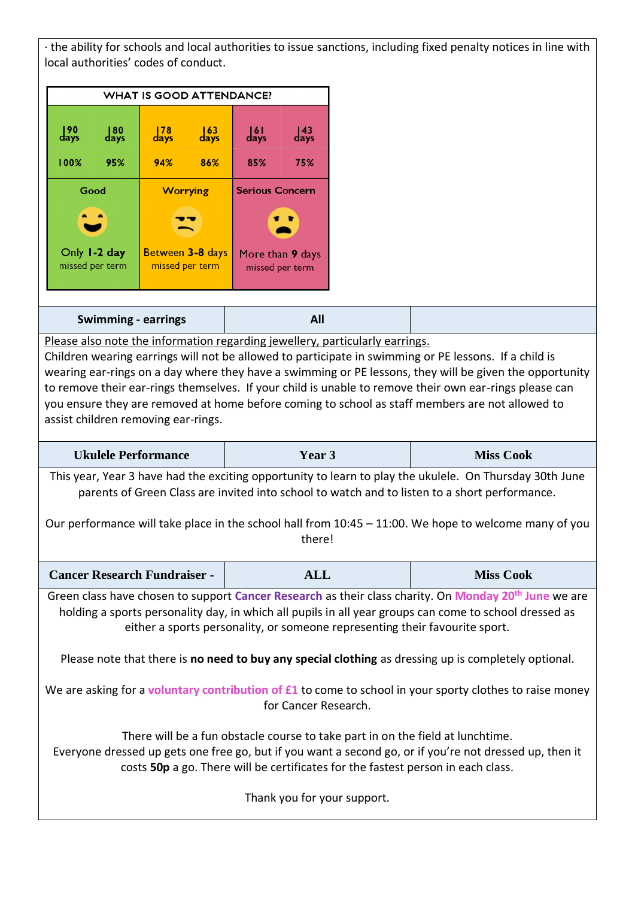· the ability for schools and local authorities to issue sanctions, including fixed penalty notices in line with local authorities' codes of conduct.

| WHAT IS GOOD ATTENDANCE? | | | | | |
|---|---|---|---|---|---|
| 190 days | 180 days | 178 days | 163 days | 161 days | 143 days |
| 100% | 95% | 94% | 86% | 85% | 75% |
| Good | | Worrying | | Serious Concern | |
| Only 1-2 day missed per term | | Between 3-8 days missed per term | | More than 9 days missed per term | |

| Swimming - earrings | All | |
|---|---|---|

Please also note the information regarding jewellery, particularly earrings.
Children wearing earrings will not be allowed to participate in swimming or PE lessons. If a child is wearing ear-rings on a day where they have a swimming or PE lessons, they will be given the opportunity to remove their ear-rings themselves. If your child is unable to remove their own ear-rings please can you ensure they are removed at home before coming to school as staff members are not allowed to assist children removing ear-rings.

| Ukulele Performance | Year 3 | Miss Cook |
|---|---|---|

This year, Year 3 have had the exciting opportunity to learn to play the ukulele. On Thursday 30th June parents of Green Class are invited into school to watch and to listen to a short performance.

Our performance will take place in the school hall from 10:45 – 11:00. We hope to welcome many of you there!

| Cancer Research Fundraiser - | ALL | Miss Cook |
|---|---|---|

Green class have chosen to support **Cancer Research** as their class charity. On **Monday 20th June** we are holding a sports personality day, in which all pupils in all year groups can come to school dressed as either a sports personality, or someone representing their favourite sport.

Please note that there is **no need to buy any special clothing** as dressing up is completely optional.

We are asking for a **voluntary contribution of £1** to come to school in your sporty clothes to raise money for Cancer Research.

There will be a fun obstacle course to take part in on the field at lunchtime.
Everyone dressed up gets one free go, but if you want a second go, or if you're not dressed up, then it costs **50p** a go. There will be certificates for the fastest person in each class.

Thank you for your support.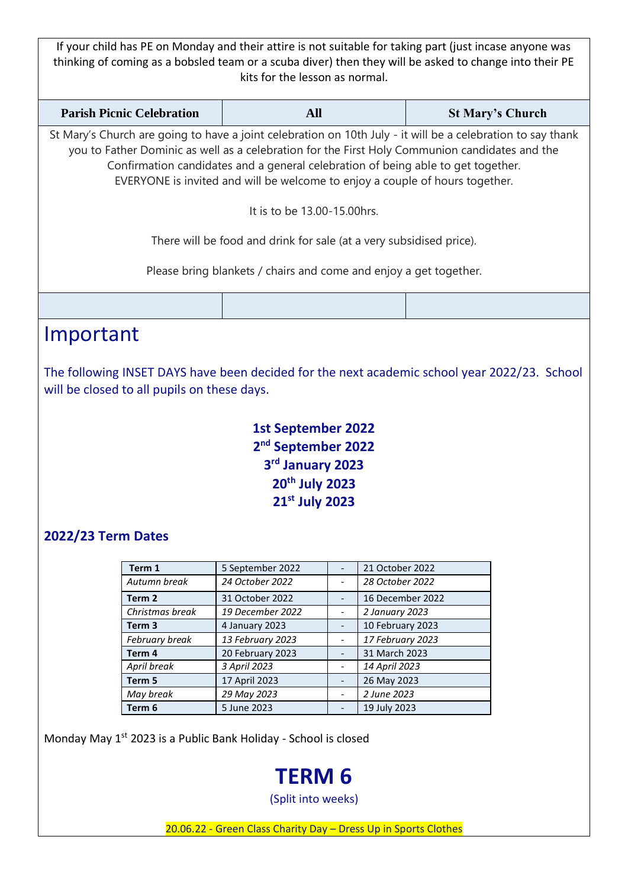If your child has PE on Monday and their attire is not suitable for taking part (just incase anyone was thinking of coming as a bobsled team or a scuba diver) then they will be asked to change into their PE kits for the lesson as normal.

| Parish Picnic Celebration | All | St Mary's Church |
|---|---|---|

St Mary's Church are going to have a joint celebration on 10th July - it will be a celebration to say thank you to Father Dominic as well as a celebration for the First Holy Communion candidates and the Confirmation candidates and a general celebration of being able to get together.
EVERYONE is invited and will be welcome to enjoy a couple of hours together.

It is to be 13.00-15.00hrs.

There will be food and drink for sale (at a very subsidised price).

Please bring blankets / chairs and come and enjoy a get together.

# Important

The following INSET DAYS have been decided for the next academic school year 2022/23. School will be closed to all pupils on these days.

**1st September 2022**
**2nd September 2022**
**3rd January 2023**
**20th July 2023**
**21st July 2023**

### 2022/23 Term Dates

| | | | |
|---|---|---|---|
| **Term 1** | 5 September 2022 | - | 21 October 2022 |
| *Autumn break* | *24 October 2022* | - | *28 October 2022* |
| **Term 2** | 31 October 2022 | - | 16 December 2022 |
| *Christmas break* | *19 December 2022* | - | *2 January 2023* |
| **Term 3** | 4 January 2023 | - | 10 February 2023 |
| *February break* | *13 February 2023* | - | *17 February 2023* |
| **Term 4** | 20 February 2023 | - | 31 March 2023 |
| *April break* | *3 April 2023* | - | *14 April 2023* |
| **Term 5** | 17 April 2023 | - | 26 May 2023 |
| *May break* | *29 May 2023* | - | *2 June 2023* |
| **Term 6** | 5 June 2023 | - | 19 July 2023 |

Monday May 1st 2023 is a Public Bank Holiday - School is closed

# TERM 6

(Split into weeks)

20.06.22 - Green Class Charity Day – Dress Up in Sports Clothes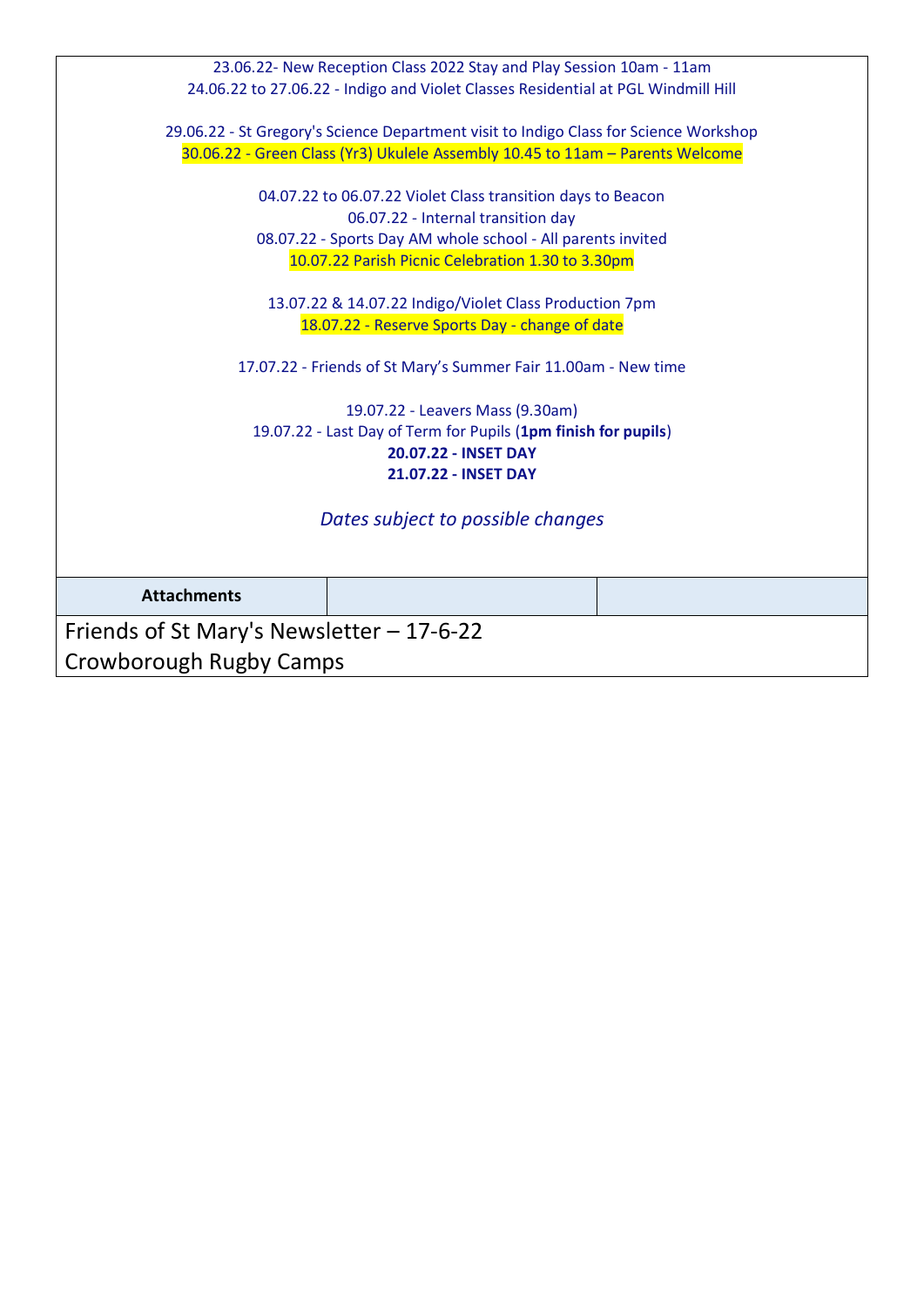23.06.22- New Reception Class 2022 Stay and Play Session 10am - 11am
24.06.22 to 27.06.22 - Indigo and Violet Classes Residential at PGL Windmill Hill

29.06.22 - St Gregory's Science Department visit to Indigo Class for Science Workshop
30.06.22 - Green Class (Yr3) Ukulele Assembly 10.45 to 11am – Parents Welcome

04.07.22 to 06.07.22 Violet Class transition days to Beacon
06.07.22 - Internal transition day
08.07.22 - Sports Day AM whole school - All parents invited
10.07.22 Parish Picnic Celebration 1.30 to 3.30pm

13.07.22 & 14.07.22 Indigo/Violet Class Production 7pm
18.07.22 - Reserve Sports Day - change of date

17.07.22 - Friends of St Mary's Summer Fair 11.00am - New time

19.07.22 - Leavers Mass (9.30am)
19.07.22 - Last Day of Term for Pupils (**1pm finish for pupils**)
**20.07.22 - INSET DAY**
**21.07.22 - INSET DAY**

*Dates subject to possible changes*

| **Attachments** | | |
|---|---|---|

Friends of St Mary's Newsletter – 17-6-22
Crowborough Rugby Camps